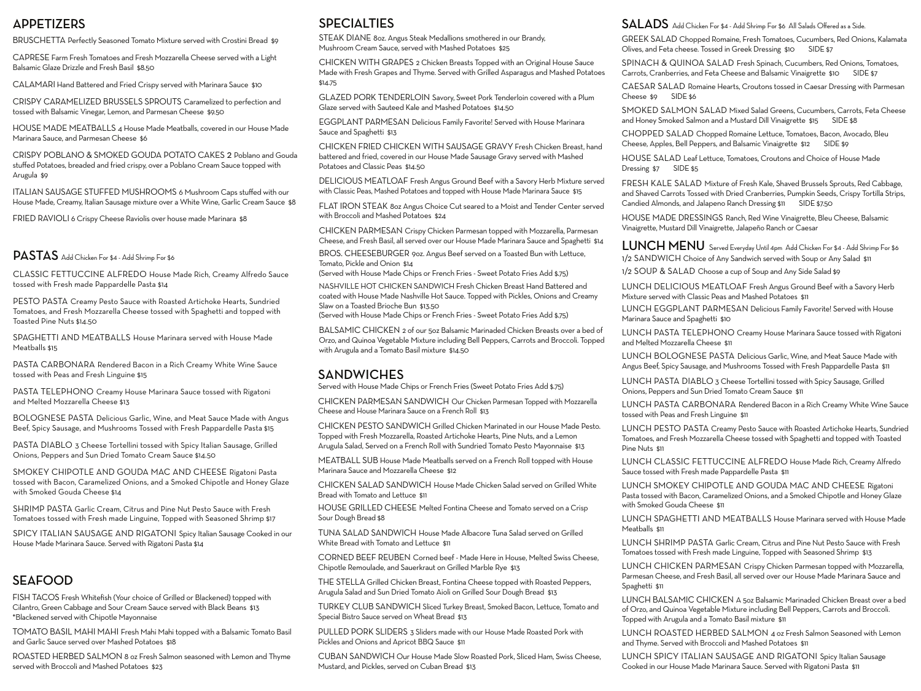## APPETIZERS

BRUSCHETTA Perfectly Seasoned Tomato Mixture served with Crostini Bread $9

CAPRESE Farm Fresh Tomatoes and Fresh Mozzarella Cheese served with a Light Balsamic Glaze Drizzle and Fresh Basil $8.50

CALAMARI Hand Battered and Fried Crispy served with Marinara Sauce $10

CRISPY CARAMELIZED BRUSSELS SPROUTS Caramelized to perfection and tossed with Balsamic Vinegar, Lemon, and Parmesan Cheese $9.50

HOUSE MADE MEATBALLS 4 House Made Meatballs, covered in our House Made Marinara Sauce, and Parmesan Cheese $6

CRISPY POBLANO & SMOKED GOUDA POTATO CAKES 2 Poblano and Gouda stuffed Potatoes, breaded and fried crispy, over a Poblano Cream Sauce topped with Arugula $9

ITALIAN SAUSAGE STUFFED MUSHROOMS 6 Mushroom Caps stuffed with our House Made, Creamy, Italian Sausage mixture over a White Wine, Garlic Cream Sauce $8

FRIED RAVIOLI 6 Crispy Cheese Raviolis over house made Marinara $8

## PASTAS Add Chicken For $4 - Add Shrimp For $6

CLASSIC FETTUCCINE ALFREDO House Made Rich, Creamy Alfredo Sauce tossed with Fresh made Pappardelle Pasta $14

PESTO PASTA Creamy Pesto Sauce with Roasted Artichoke Hearts, Sundried Tomatoes, and Fresh Mozzarella Cheese tossed with Spaghetti and topped with Toasted Pine Nuts $14.50

SPAGHETTI AND MEATBALLS House Marinara served with House Made Meatballs $15

PASTA CARBONARA Rendered Bacon in a Rich Creamy White Wine Sauce tossed with Peas and Fresh Linguine $15

PASTA TELEPHONO Creamy House Marinara Sauce tossed with Rigatoni and Melted Mozzarella Cheese $13

BOLOGNESE PASTA Delicious Garlic, Wine, and Meat Sauce Made with Angus Beef, Spicy Sausage, and Mushrooms Tossed with Fresh Pappardelle Pasta $15

PASTA DIABLO 3 Cheese Tortellini tossed with Spicy Italian Sausage, Grilled Onions, Peppers and Sun Dried Tomato Cream Sauce $14.50

SMOKEY CHIPOTLE AND GOUDA MAC AND CHEESE Rigatoni Pasta tossed with Bacon, Caramelized Onions, and a Smoked Chipotle and Honey Glaze with Smoked Gouda Cheese $14

SHRIMP PASTA Garlic Cream, Citrus and Pine Nut Pesto Sauce with Fresh Tomatoes tossed with Fresh made Linguine, Topped with Seasoned Shrimp $17

SPICY ITALIAN SAUSAGE AND RIGATONI Spicy Italian Sausage Cooked in our House Made Marinara Sauce. Served with Rigatoni Pasta $14

## SEAFOOD

FISH TACOS Fresh Whitefish (Your choice of Grilled or Blackened) topped with Cilantro, Green Cabbage and Sour Cream Sauce served with Black Beans $13
*Blackened served with Chipotle Mayonnaise

TOMATO BASIL MAHI MAHI Fresh Mahi Mahi topped with a Balsamic Tomato Basil and Garlic Sauce served over Mashed Potatoes $18

ROASTED HERBED SALMON 8 oz Fresh Salmon seasoned with Lemon and Thyme served with Broccoli and Mashed Potatoes $23

## SPECIALTIES

STEAK DIANE 8oz. Angus Steak Medallions smothered in our Brandy, Mushroom Cream Sauce, served with Mashed Potatoes $25

CHICKEN WITH GRAPES 2 Chicken Breasts Topped with an Original House Sauce Made with Fresh Grapes and Thyme. Served with Grilled Asparagus and Mashed Potatoes $14.75

GLAZED PORK TENDERLOIN Savory, Sweet Pork Tenderloin covered with a Plum Glaze served with Sauteed Kale and Mashed Potatoes $14.50

EGGPLANT PARMESAN Delicious Family Favorite! Served with House Marinara Sauce and Spaghetti $13

CHICKEN FRIED CHICKEN WITH SAUSAGE GRAVY Fresh Chicken Breast, hand battered and fried, covered in our House Made Sausage Gravy served with Mashed Potatoes and Classic Peas $14.50

DELICIOUS MEATLOAF Fresh Angus Ground Beef with a Savory Herb Mixture served with Classic Peas, Mashed Potatoes and topped with House Made Marinara Sauce $15

FLAT IRON STEAK 8oz Angus Choice Cut seared to a Moist and Tender Center served with Broccoli and Mashed Potatoes $24

CHICKEN PARMESAN Crispy Chicken Parmesan topped with Mozzarella, Parmesan Cheese, and Fresh Basil, all served over our House Made Marinara Sauce and Spaghetti $14

BROS. CHEESEBURGER 9oz. Angus Beef served on a Toasted Bun with Lettuce, Tomato, Pickle and Onion $14
(Served with House Made Chips or French Fries - Sweet Potato Fries Add $.75)

NASHVILLE HOT CHICKEN SANDWICH Fresh Chicken Breast Hand Battered and coated with House Made Nashville Hot Sauce. Topped with Pickles, Onions and Creamy Slaw on a Toasted Brioche Bun $13.50
(Served with House Made Chips or French Fries - Sweet Potato Fries Add $.75)

BALSAMIC CHICKEN 2 of our 5oz Balsamic Marinaded Chicken Breasts over a bed of Orzo, and Quinoa Vegetable Mixture including Bell Peppers, Carrots and Broccoli. Topped with Arugula and a Tomato Basil mixture $14.50

## SANDWICHES

Served with House Made Chips or French Fries (Sweet Potato Fries Add $.75)

CHICKEN PARMESAN SANDWICH Our Chicken Parmesan Topped with Mozzarella Cheese and House Marinara Sauce on a French Roll $13

CHICKEN PESTO SANDWICH Grilled Chicken Marinated in our House Made Pesto. Topped with Fresh Mozzarella, Roasted Artichoke Hearts, Pine Nuts, and a Lemon Arugula Salad, Served on a French Roll with Sundried Tomato Pesto Mayonnaise $13

MEATBALL SUB House Made Meatballs served on a French Roll topped with House Marinara Sauce and Mozzarella Cheese $12

CHICKEN SALAD SANDWICH House Made Chicken Salad served on Grilled White Bread with Tomato and Lettuce $11

HOUSE GRILLED CHEESE Melted Fontina Cheese and Tomato served on a Crisp Sour Dough Bread $8

TUNA SALAD SANDWICH House Made Albacore Tuna Salad served on Grilled White Bread with Tomato and Lettuce $11

CORNED BEEF REUBEN Corned beef - Made Here in House, Melted Swiss Cheese, Chipotle Remoulade, and Sauerkraut on Grilled Marble Rye $13

THE STELLA Grilled Chicken Breast, Fontina Cheese topped with Roasted Peppers, Arugula Salad and Sun Dried Tomato Aioli on Grilled Sour Dough Bread $13

TURKEY CLUB SANDWICH Sliced Turkey Breast, Smoked Bacon, Lettuce, Tomato and Special Bistro Sauce served on Wheat Bread $13

PULLED PORK SLIDERS 3 Sliders made with our House Made Roasted Pork with Pickles and Onions and Apricot BBQ Sauce $11

CUBAN SANDWICH Our House Made Slow Roasted Pork, Sliced Ham, Swiss Cheese, Mustard, and Pickles, served on Cuban Bread $13

## SALADS Add Chicken For $4 - Add Shrimp For $6 All Salads Offered as a Side.

GREEK SALAD Chopped Romaine, Fresh Tomatoes, Cucumbers, Red Onions, Kalamata Olives, and Feta cheese. Tossed in Greek Dressing $10 SIDE $7

SPINACH & QUINOA SALAD Fresh Spinach, Cucumbers, Red Onions, Tomatoes, Carrots, Cranberries, and Feta Cheese and Balsamic Vinaigrette $10 SIDE $7

CAESAR SALAD Romaine Hearts, Croutons tossed in Caesar Dressing with Parmesan Cheese $9 SIDE $6

SMOKED SALMON SALAD Mixed Salad Greens, Cucumbers, Carrots, Feta Cheese and Honey Smoked Salmon and a Mustard Dill Vinaigrette $15 SIDE $8

CHOPPED SALAD Chopped Romaine Lettuce, Tomatoes, Bacon, Avocado, Bleu Cheese, Apples, Bell Peppers, and Balsamic Vinaigrette $12 SIDE $9

HOUSE SALAD Leaf Lettuce, Tomatoes, Croutons and Choice of House Made Dressing $7 SIDE $5

FRESH KALE SALAD Mixture of Fresh Kale, Shaved Brussels Sprouts, Red Cabbage, and Shaved Carrots Tossed with Dried Cranberries, Pumpkin Seeds, Crispy Tortilla Strips, Candied Almonds, and Jalapeno Ranch Dressing $11 SIDE $7.50

HOUSE MADE DRESSINGS Ranch, Red Wine Vinaigrette, Bleu Cheese, Balsamic Vinaigrette, Mustard Dill Vinaigrette, Jalapeño Ranch or Caesar

## LUNCH MENU Served Everyday Until 4pm Add Chicken For $4 - Add Shrimp For $6

1/2 SANDWICH Choice of Any Sandwich served with Soup or Any Salad $11

1/2 SOUP & SALAD Choose a cup of Soup and Any Side Salad $9

LUNCH DELICIOUS MEATLOAF Fresh Angus Ground Beef with a Savory Herb Mixture served with Classic Peas and Mashed Potatoes $11

LUNCH EGGPLANT PARMESAN Delicious Family Favorite! Served with House Marinara Sauce and Spaghetti $10

LUNCH PASTA TELEPHONO Creamy House Marinara Sauce tossed with Rigatoni and Melted Mozzarella Cheese $11

LUNCH BOLOGNESE PASTA Delicious Garlic, Wine, and Meat Sauce Made with Angus Beef, Spicy Sausage, and Mushrooms Tossed with Fresh Pappardelle Pasta $11

LUNCH PASTA DIABLO 3 Cheese Tortellini tossed with Spicy Sausage, Grilled Onions, Peppers and Sun Dried Tomato Cream Sauce $11

LUNCH PASTA CARBONARA Rendered Bacon in a Rich Creamy White Wine Sauce tossed with Peas and Fresh Linguine $11

LUNCH PESTO PASTA Creamy Pesto Sauce with Roasted Artichoke Hearts, Sundried Tomatoes, and Fresh Mozzarella Cheese tossed with Spaghetti and topped with Toasted Pine Nuts $11

LUNCH CLASSIC FETTUCCINE ALFREDO House Made Rich, Creamy Alfredo Sauce tossed with Fresh made Pappardelle Pasta $11

LUNCH SMOKEY CHIPOTLE AND GOUDA MAC AND CHEESE Rigatoni Pasta tossed with Bacon, Caramelized Onions, and a Smoked Chipotle and Honey Glaze with Smoked Gouda Cheese $11

LUNCH SPAGHETTI AND MEATBALLS House Marinara served with House Made Meatballs $11

LUNCH SHRIMP PASTA Garlic Cream, Citrus and Pine Nut Pesto Sauce with Fresh Tomatoes tossed with Fresh made Linguine, Topped with Seasoned Shrimp $13

LUNCH CHICKEN PARMESAN Crispy Chicken Parmesan topped with Mozzarella, Parmesan Cheese, and Fresh Basil, all served over our House Made Marinara Sauce and Spaghetti $11

LUNCH BALSAMIC CHICKEN A 5oz Balsamic Marinaded Chicken Breast over a bed of Orzo, and Quinoa Vegetable Mixture including Bell Peppers, Carrots and Broccoli. Topped with Arugula and a Tomato Basil mixture $11

LUNCH ROASTED HERBED SALMON 4 oz Fresh Salmon Seasoned with Lemon and Thyme. Served with Broccoli and Mashed Potatoes $11

LUNCH SPICY ITALIAN SAUSAGE AND RIGATONI Spicy Italian Sausage Cooked in our House Made Marinara Sauce. Served with Rigatoni Pasta $11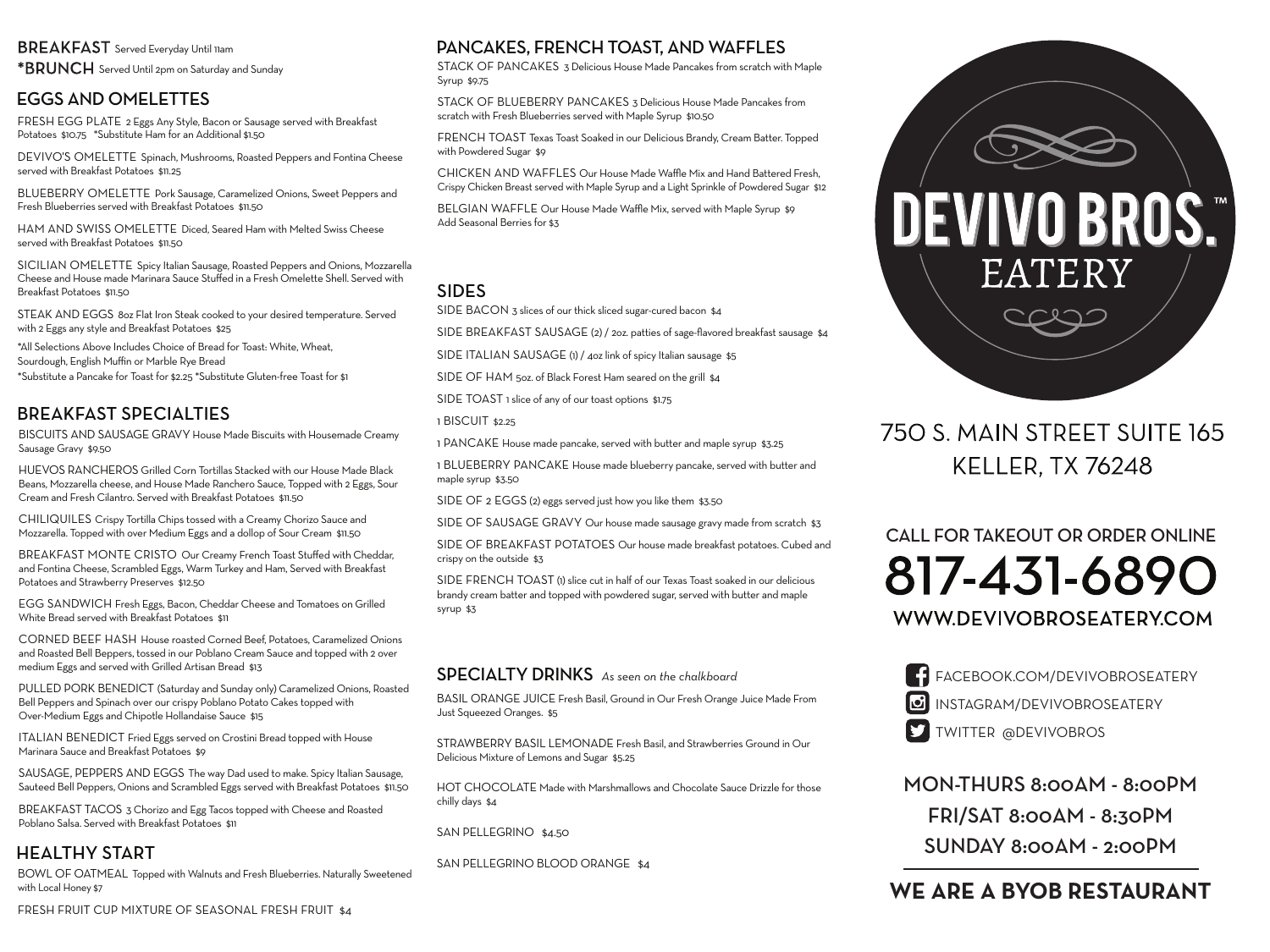**BREAKFAST** Served Everyday Until 11am

***BRUNCH** Served Until 2pm on Saturday and Sunday

## EGGS AND OMELETTES

FRESH EGG PLATE 2 Eggs Any Style, Bacon or Sausage served with Breakfast Potatoes $10.75 *Substitute Ham for an Additional $1.50

DEVIVO'S OMELETTE Spinach, Mushrooms, Roasted Peppers and Fontina Cheese served with Breakfast Potatoes $11.25

BLUEBERRY OMELETTE Pork Sausage, Caramelized Onions, Sweet Peppers and Fresh Blueberries served with Breakfast Potatoes $11.50

HAM AND SWISS OMELETTE Diced, Seared Ham with Melted Swiss Cheese served with Breakfast Potatoes $11.50

SICILIAN OMELETTE Spicy Italian Sausage, Roasted Peppers and Onions, Mozzarella Cheese and House made Marinara Sauce Stuffed in a Fresh Omelette Shell. Served with Breakfast Potatoes $11.50

STEAK AND EGGS 8oz Flat Iron Steak cooked to your desired temperature. Served with 2 Eggs any style and Breakfast Potatoes $25

*All Selections Above Includes Choice of Bread for Toast: White, Wheat, Sourdough, English Muffin or Marble Rye Bread
*Substitute a Pancake for Toast for $2.25 *Substitute Gluten-free Toast for $1

## BREAKFAST SPECIALTIES

BISCUITS AND SAUSAGE GRAVY House Made Biscuits with Housemade Creamy Sausage Gravy $9.50

HUEVOS RANCHEROS Grilled Corn Tortillas Stacked with our House Made Black Beans, Mozzarella cheese, and House Made Ranchero Sauce, Topped with 2 Eggs, Sour Cream and Fresh Cilantro. Served with Breakfast Potatoes $11.50

CHILIQUILES Crispy Tortilla Chips tossed with a Creamy Chorizo Sauce and Mozzarella. Topped with over Medium Eggs and a dollop of Sour Cream $11.50

BREAKFAST MONTE CRISTO Our Creamy French Toast Stuffed with Cheddar, and Fontina Cheese, Scrambled Eggs, Warm Turkey and Ham, Served with Breakfast Potatoes and Strawberry Preserves $12.50

EGG SANDWICH Fresh Eggs, Bacon, Cheddar Cheese and Tomatoes on Grilled White Bread served with Breakfast Potatoes $11

CORNED BEEF HASH House roasted Corned Beef, Potatoes, Caramelized Onions and Roasted Bell Beppers, tossed in our Poblano Cream Sauce and topped with 2 over medium Eggs and served with Grilled Artisan Bread $13

PULLED PORK BENEDICT (Saturday and Sunday only) Caramelized Onions, Roasted Bell Peppers and Spinach over our crispy Poblano Potato Cakes topped with Over-Medium Eggs and Chipotle Hollandaise Sauce $15

ITALIAN BENEDICT Fried Eggs served on Crostini Bread topped with House Marinara Sauce and Breakfast Potatoes $9

SAUSAGE, PEPPERS AND EGGS The way Dad used to make. Spicy Italian Sausage, Sauteed Bell Peppers, Onions and Scrambled Eggs served with Breakfast Potatoes $11.50

BREAKFAST TACOS 3 Chorizo and Egg Tacos topped with Cheese and Roasted Poblano Salsa. Served with Breakfast Potatoes $11

## HEALTHY START

BOWL OF OATMEAL Topped with Walnuts and Fresh Blueberries. Naturally Sweetened with Local Honey $7

FRESH FRUIT CUP MIXTURE OF SEASONAL FRESH FRUIT $4

## PANCAKES, FRENCH TOAST, AND WAFFLES

STACK OF PANCAKES 3 Delicious House Made Pancakes from scratch with Maple Syrup $9.75

STACK OF BLUEBERRY PANCAKES 3 Delicious House Made Pancakes from scratch with Fresh Blueberries served with Maple Syrup $10.50

FRENCH TOAST Texas Toast Soaked in our Delicious Brandy, Cream Batter. Topped with Powdered Sugar $9

CHICKEN AND WAFFLES Our House Made Waffle Mix and Hand Battered Fresh, Crispy Chicken Breast served with Maple Syrup and a Light Sprinkle of Powdered Sugar $12

BELGIAN WAFFLE Our House Made Waffle Mix, served with Maple Syrup $9
Add Seasonal Berries for $3

## SIDES

SIDE BACON 3 slices of our thick sliced sugar-cured bacon $4

SIDE BREAKFAST SAUSAGE (2) / 2oz. patties of sage-flavored breakfast sausage $4

SIDE ITALIAN SAUSAGE (1) / 4oz link of spicy Italian sausage $5

SIDE OF HAM 5oz. of Black Forest Ham seared on the grill $4

SIDE TOAST 1 slice of any of our toast options $1.75

1 BISCUIT $2.25

1 PANCAKE House made pancake, served with butter and maple syrup $3.25

1 BLUEBERRY PANCAKE House made blueberry pancake, served with butter and maple syrup $3.50

SIDE OF 2 EGGS (2) eggs served just how you like them $3.50

SIDE OF SAUSAGE GRAVY Our house made sausage gravy made from scratch $3

SIDE OF BREAKFAST POTATOES Our house made breakfast potatoes. Cubed and crispy on the outside $3

SIDE FRENCH TOAST (1) slice cut in half of our Texas Toast soaked in our delicious brandy cream batter and topped with powdered sugar, served with butter and maple syrup $3

## SPECIALTY DRINKS *As seen on the chalkboard*

BASIL ORANGE JUICE Fresh Basil, Ground in Our Fresh Orange Juice Made From Just Squeezed Oranges. $5

STRAWBERRY BASIL LEMONADE Fresh Basil, and Strawberries Ground in Our Delicious Mixture of Lemons and Sugar $5.25

HOT CHOCOLATE Made with Marshmallows and Chocolate Sauce Drizzle for those chilly days $4

SAN PELLEGRINO $4.50

SAN PELLEGRINO BLOOD ORANGE $4

# DEVIVO BROS.™ EATERY

750 S. MAIN STREET SUITE 165
KELLER, TX 76248

CALL FOR TAKEOUT OR ORDER ONLINE

**817-431-6890**

**WWW.DEVIVOBROSEATERY.COM**

FACEBOOK.COM/DEVIVOBROSEATERY
INSTAGRAM/DEVIVOBROSEATERY
TWITTER @DEVIVOBROS

MON-THURS 8:00AM - 8:00PM
FRI/SAT 8:00AM - 8:30PM
SUNDAY 8:00AM - 2:00PM

**WE ARE A BYOB RESTAURANT**